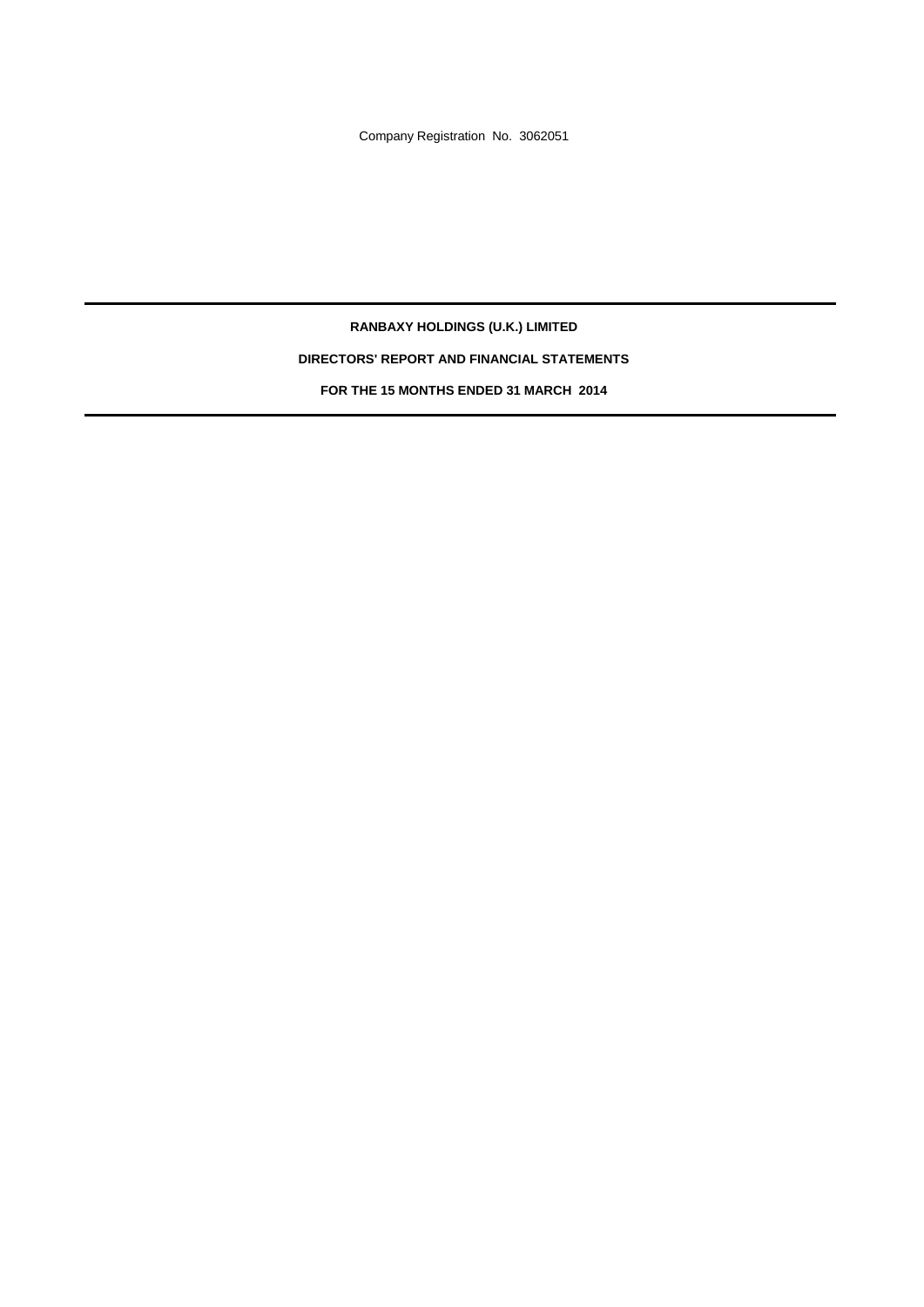Company Registration No. 3062051

---

# RANBAXY HOLDINGS (U.K.) LIMITED

## DIRECTORS' REPORT AND FINANCIAL STATEMENTS

## FOR THE 15 MONTHS ENDED 31 MARCH 2014

---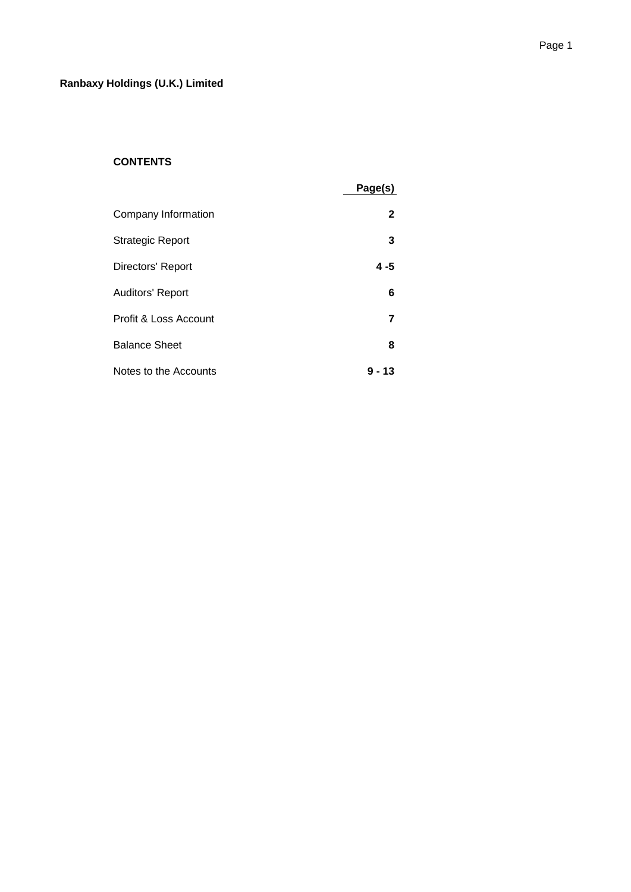**Ranbaxy Holdings (U.K.) Limited**

**CONTENTS**

| | Page(s) |
|---|---|
| Company Information | **2** |
| Strategic Report | **3** |
| Directors' Report | **4 -5** |
| Auditors' Report | **6** |
| Profit & Loss Account | **7** |
| Balance Sheet | **8** |
| Notes to the Accounts | **9 - 13** |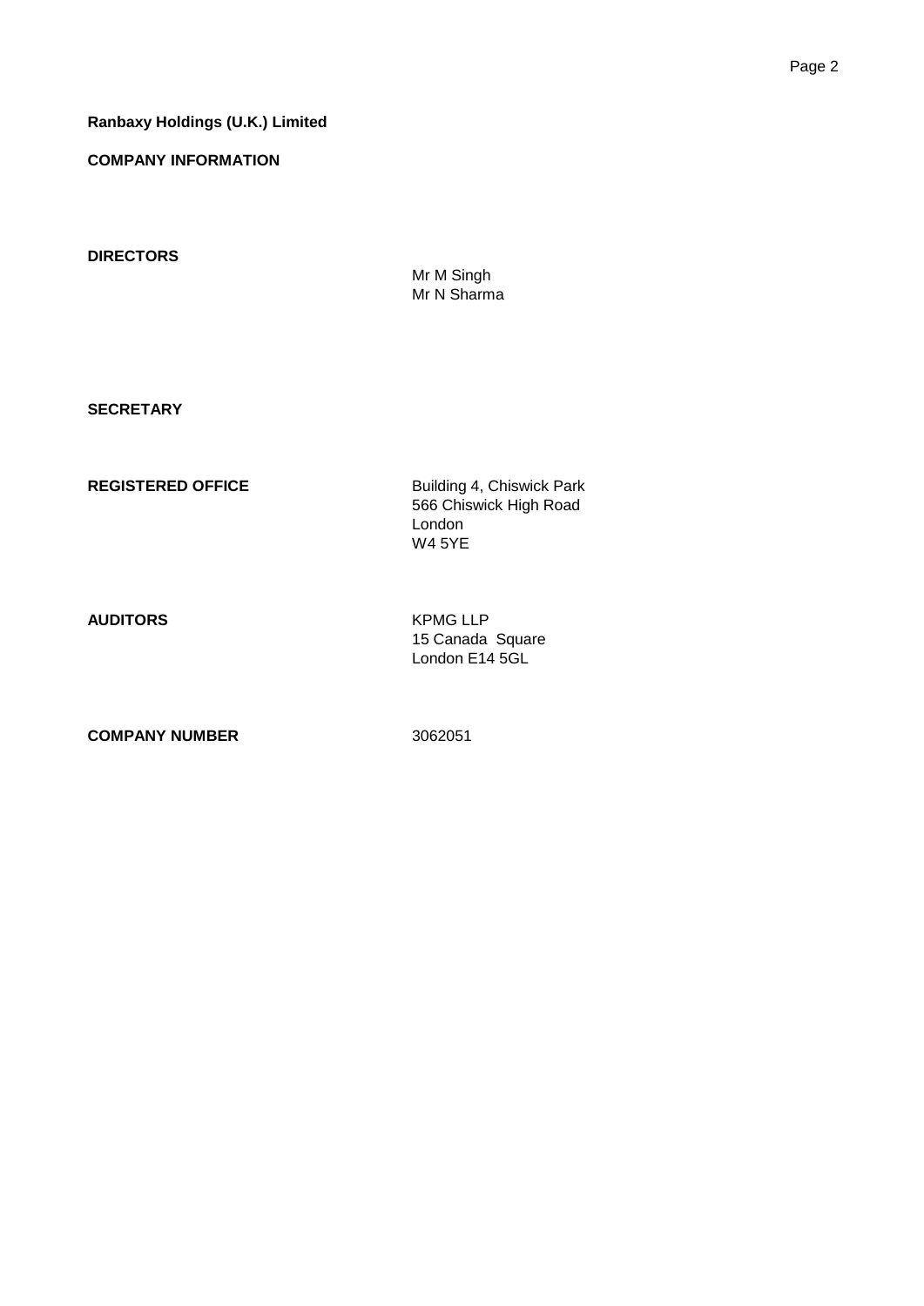**Ranbaxy Holdings (U.K.) Limited**

**COMPANY INFORMATION**

**DIRECTORS**

Mr M Singh
Mr N Sharma

**SECRETARY**

**REGISTERED OFFICE**

Building 4, Chiswick Park
566 Chiswick High Road
London
W4 5YE

**AUDITORS**

KPMG LLP
15 Canada Square
London E14 5GL

**COMPANY NUMBER**

3062051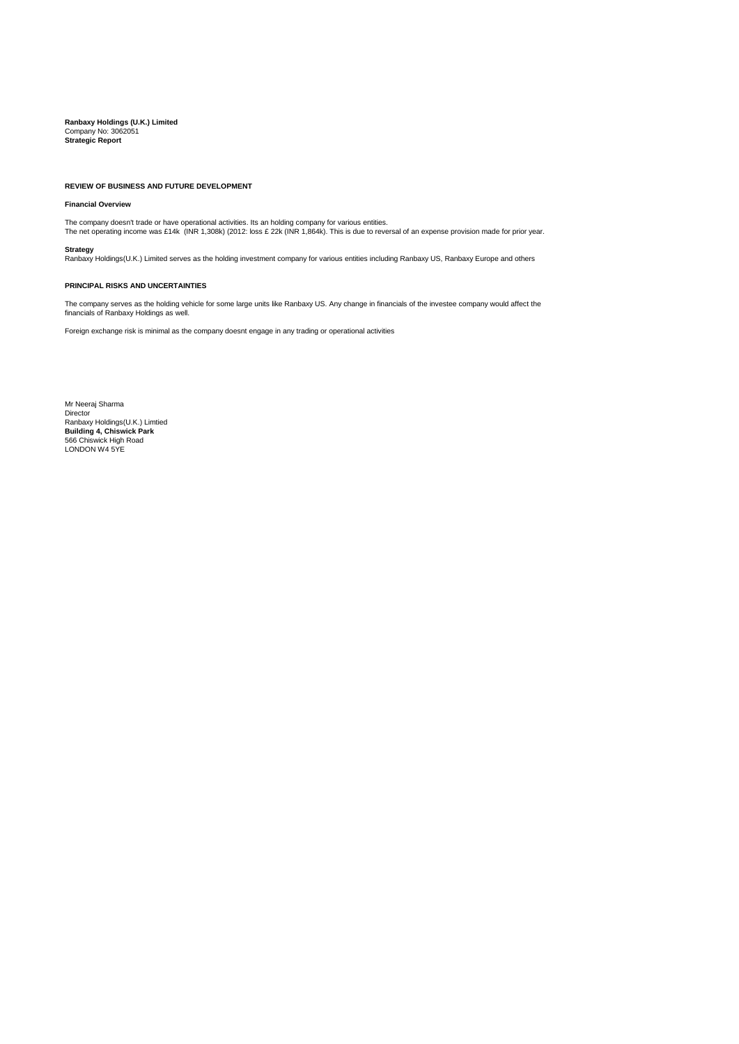**Ranbaxy Holdings (U.K.) Limited**
Company No: 3062051
**Strategic Report**

## REVIEW OF BUSINESS AND FUTURE DEVELOPMENT

### Financial Overview

The company doesn't trade or have operational activities. Its an holding company for various entities.
The net operating income was £14k (INR 1,308k) (2012: loss £ 22k (INR 1,864k). This is due to reversal of an expense provision made for prior year.

### Strategy

Ranbaxy Holdings(U.K.) Limited serves as the holding investment company for various entities including Ranbaxy US, Ranbaxy Europe and others

## PRINCIPAL RISKS AND UNCERTAINTIES

The company serves as the holding vehicle for some large units like Ranbaxy US. Any change in financials of the investee company would affect the financials of Ranbaxy Holdings as well.

Foreign exchange risk is minimal as the company doesnt engage in any trading or operational activities

Mr Neeraj Sharma
Director
Ranbaxy Holdings(U.K.) Limtied
**Building 4, Chiswick Park**
566 Chiswick High Road
LONDON W4 5YE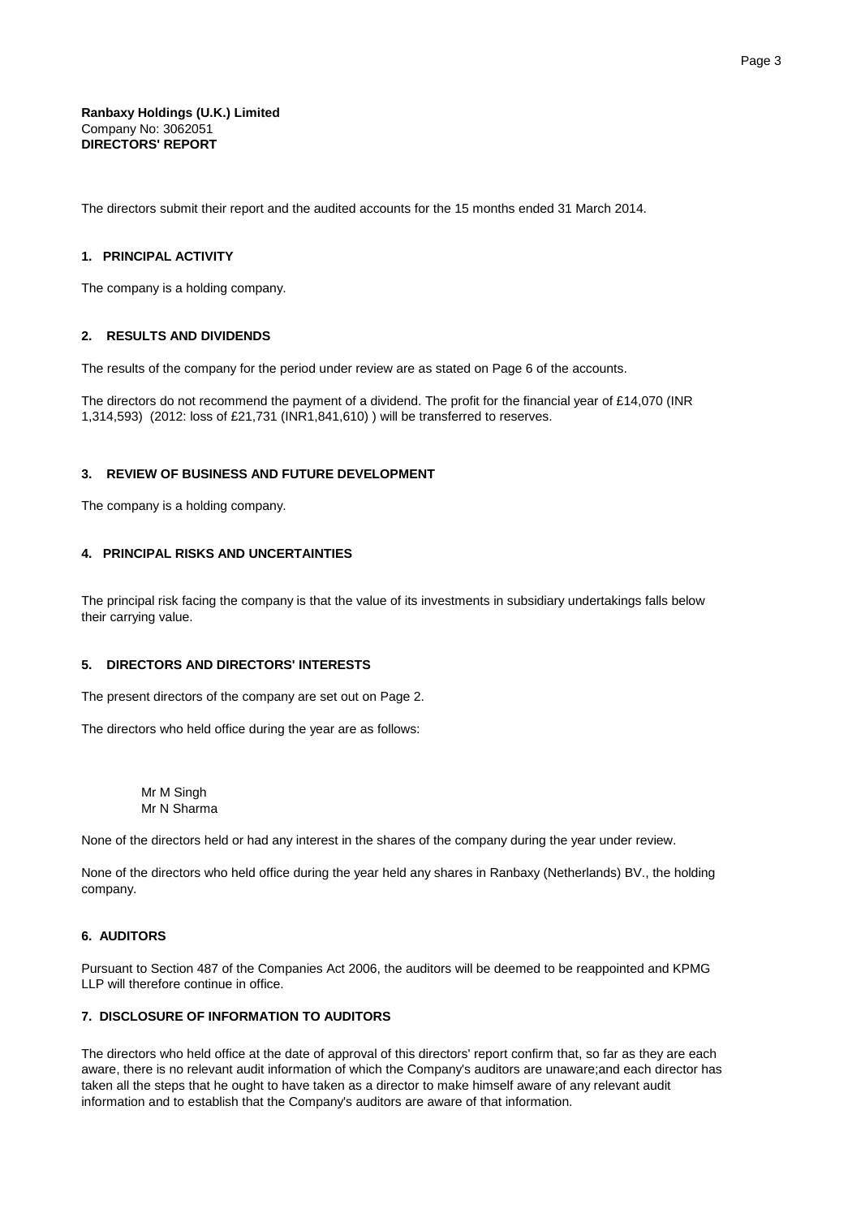**Ranbaxy Holdings (U.K.) Limited**
Company No: 3062051
**DIRECTORS' REPORT**

The directors submit their report and the audited accounts for the 15 months ended 31 March 2014.

### 1. PRINCIPAL ACTIVITY

The company is a holding company.

### 2. RESULTS AND DIVIDENDS

The results of the company for the period under review are as stated on Page 6 of the accounts.

The directors do not recommend the payment of a dividend. The profit for the financial year of £14,070 (INR 1,314,593) (2012: loss of £21,731 (INR1,841,610) ) will be transferred to reserves.

### 3. REVIEW OF BUSINESS AND FUTURE DEVELOPMENT

The company is a holding company.

### 4. PRINCIPAL RISKS AND UNCERTAINTIES

The principal risk facing the company is that the value of its investments in subsidiary undertakings falls below their carrying value.

### 5. DIRECTORS AND DIRECTORS' INTERESTS

The present directors of the company are set out on Page 2.

The directors who held office during the year are as follows:

Mr M Singh
Mr N Sharma

None of the directors held or had any interest in the shares of the company during the year under review.

None of the directors who held office during the year held any shares in Ranbaxy (Netherlands) BV., the holding company.

### 6. AUDITORS

Pursuant to Section 487 of the Companies Act 2006, the auditors will be deemed to be reappointed and KPMG LLP will therefore continue in office.

### 7. DISCLOSURE OF INFORMATION TO AUDITORS

The directors who held office at the date of approval of this directors' report confirm that, so far as they are each aware, there is no relevant audit information of which the Company's auditors are unaware;and each director has taken all the steps that he ought to have taken as a director to make himself aware of any relevant audit information and to establish that the Company's auditors are aware of that information.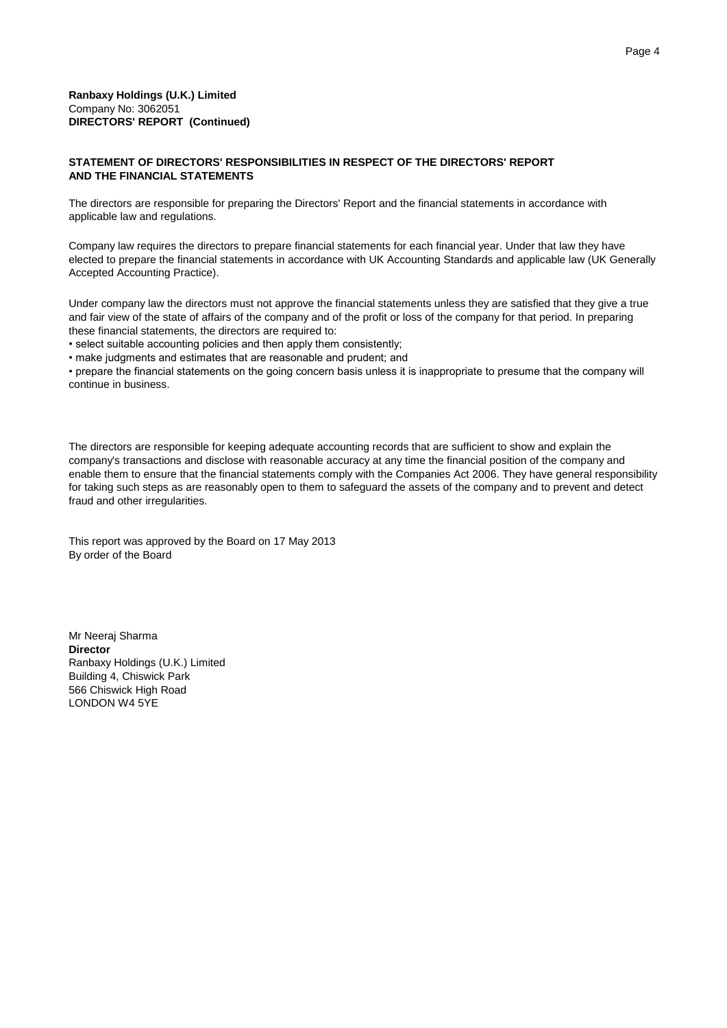**Ranbaxy Holdings (U.K.) Limited**
Company No: 3062051
**DIRECTORS' REPORT (Continued)**

**STATEMENT OF DIRECTORS' RESPONSIBILITIES IN RESPECT OF THE DIRECTORS' REPORT AND THE FINANCIAL STATEMENTS**

The directors are responsible for preparing the Directors' Report and the financial statements in accordance with applicable law and regulations.

Company law requires the directors to prepare financial statements for each financial year. Under that law they have elected to prepare the financial statements in accordance with UK Accounting Standards and applicable law (UK Generally Accepted Accounting Practice).

Under company law the directors must not approve the financial statements unless they are satisfied that they give a true and fair view of the state of affairs of the company and of the profit or loss of the company for that period. In preparing these financial statements, the directors are required to:

- select suitable accounting policies and then apply them consistently;
- make judgments and estimates that are reasonable and prudent; and
- prepare the financial statements on the going concern basis unless it is inappropriate to presume that the company will continue in business.

The directors are responsible for keeping adequate accounting records that are sufficient to show and explain the company's transactions and disclose with reasonable accuracy at any time the financial position of the company and enable them to ensure that the financial statements comply with the Companies Act 2006. They have general responsibility for taking such steps as are reasonably open to them to safeguard the assets of the company and to prevent and detect fraud and other irregularities.

This report was approved by the Board on 17 May 2013
By order of the Board

Mr Neeraj Sharma
**Director**
Ranbaxy Holdings (U.K.) Limited
Building 4, Chiswick Park
566 Chiswick High Road
LONDON W4 5YE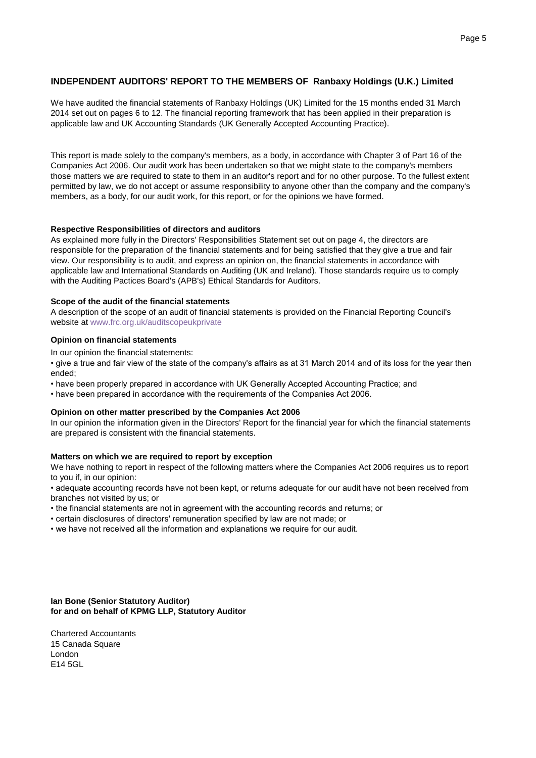## INDEPENDENT AUDITORS' REPORT TO THE MEMBERS OF Ranbaxy Holdings (U.K.) Limited

We have audited the financial statements of Ranbaxy Holdings (UK) Limited for the 15 months ended 31 March 2014 set out on pages 6 to 12. The financial reporting framework that has been applied in their preparation is applicable law and UK Accounting Standards (UK Generally Accepted Accounting Practice).

This report is made solely to the company's members, as a body, in accordance with Chapter 3 of Part 16 of the Companies Act 2006. Our audit work has been undertaken so that we might state to the company's members those matters we are required to state to them in an auditor's report and for no other purpose. To the fullest extent permitted by law, we do not accept or assume responsibility to anyone other than the company and the company's members, as a body, for our audit work, for this report, or for the opinions we have formed.

**Respective Responsibilities of directors and auditors**

As explained more fully in the Directors' Responsibilities Statement set out on page 4, the directors are responsible for the preparation of the financial statements and for being satisfied that they give a true and fair view. Our responsibility is to audit, and express an opinion on, the financial statements in accordance with applicable law and International Standards on Auditing (UK and Ireland). Those standards require us to comply with the Auditing Pactices Board's (APB's) Ethical Standards for Auditors.

**Scope of the audit of the financial statements**

A description of the scope of an audit of financial statements is provided on the Financial Reporting Council's website at www.frc.org.uk/auditscopeukprivate

**Opinion on financial statements**

In our opinion the financial statements:

- give a true and fair view of the state of the company's affairs as at 31 March 2014 and of its loss for the year then ended;
- have been properly prepared in accordance with UK Generally Accepted Accounting Practice; and
- have been prepared in accordance with the requirements of the Companies Act 2006.

**Opinion on other matter prescribed by the Companies Act 2006**

In our opinion the information given in the Directors' Report for the financial year for which the financial statements are prepared is consistent with the financial statements.

**Matters on which we are required to report by exception**

We have nothing to report in respect of the following matters where the Companies Act 2006 requires us to report to you if, in our opinion:

- adequate accounting records have not been kept, or returns adequate for our audit have not been received from branches not visited by us; or
- the financial statements are not in agreement with the accounting records and returns; or
- certain disclosures of directors' remuneration specified by law are not made; or
- we have not received all the information and explanations we require for our audit.

**Ian Bone (Senior Statutory Auditor)**
**for and on behalf of KPMG LLP, Statutory Auditor**

Chartered Accountants
15 Canada Square
London
E14 5GL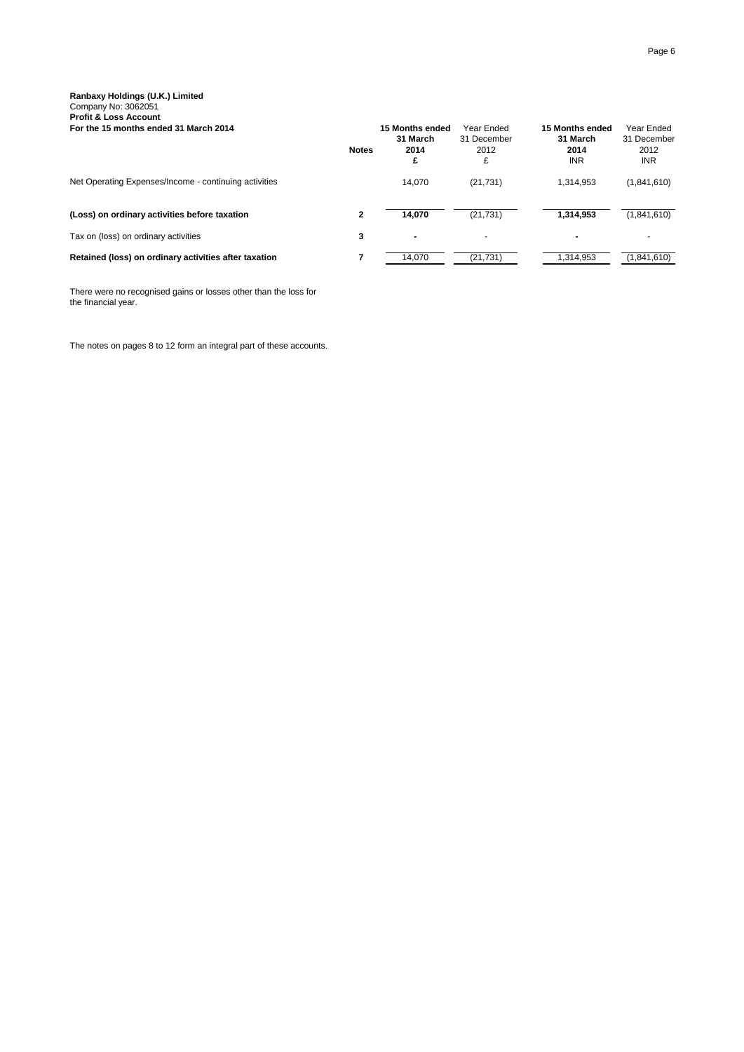**Ranbaxy Holdings (U.K.) Limited**
Company No: 3062051
**Profit & Loss Account**
**For the 15 months ended 31 March 2014**

| | Notes | **15 Months ended 31 March 2014 £** | Year Ended 31 December 2012 £ | **15 Months ended 31 March 2014 INR** | Year Ended 31 December 2012 INR |
|---|---|---|---|---|---|
| Net Operating Expenses/Income - continuing activities | | 14,070 | (21,731) | 1,314,953 | (1,841,610) |
| **(Loss) on ordinary activities before taxation** | **2** | **14,070** | (21,731) | **1,314,953** | (1,841,610) |
| Tax on (loss) on ordinary activities | **3** | **-** | - | **-** | - |
| **Retained (loss) on ordinary activities after taxation** | **7** | 14,070 | (21,731) | 1,314,953 | (1,841,610) |

There were no recognised gains or losses other than the loss for the financial year.

The notes on pages 8 to 12 form an integral part of these accounts.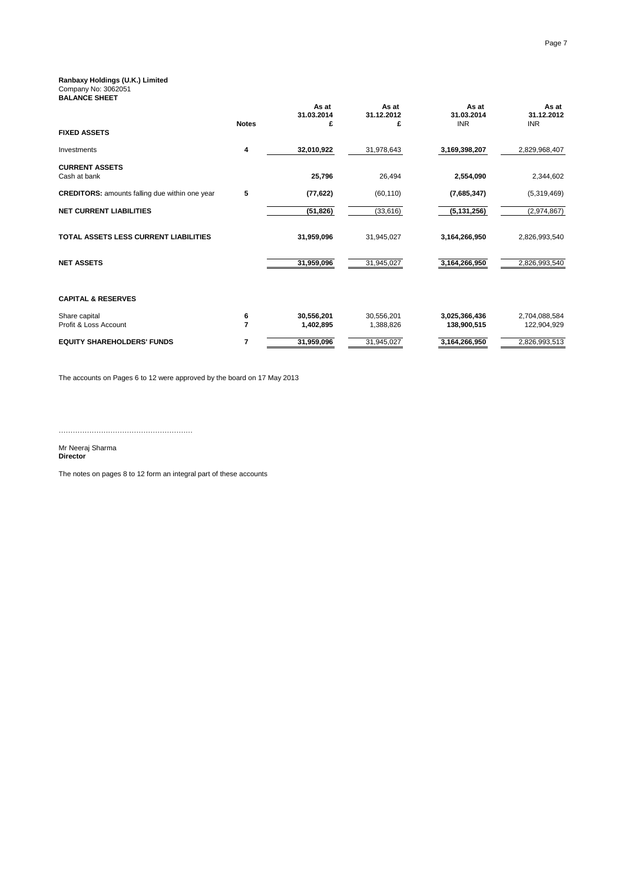**Ranbaxy Holdings (U.K.) Limited**
Company No: 3062051
**BALANCE SHEET**

| | Notes | As at 31.03.2014 £ | As at 31.12.2012 £ | As at 31.03.2014 INR | As at 31.12.2012 INR |
|---|---|---|---|---|---|
| **FIXED ASSETS** | | | | | |
| Investments | 4 | **32,010,922** | 31,978,643 | **3,169,398,207** | 2,829,968,407 |
| **CURRENT ASSETS** | | | | | |
| Cash at bank | | **25,796** | 26,494 | **2,554,090** | 2,344,602 |
| **CREDITORS:** amounts falling due within one year | 5 | **(77,622)** | (60,110) | **(7,685,347)** | (5,319,469) |
| **NET CURRENT LIABILITIES** | | **(51,826)** | (33,616) | **(5,131,256)** | (2,974,867) |
| **TOTAL ASSETS LESS CURRENT LIABILITIES** | | **31,959,096** | 31,945,027 | **3,164,266,950** | 2,826,993,540 |
| **NET ASSETS** | | **31,959,096** | 31,945,027 | **3,164,266,950** | 2,826,993,540 |
| **CAPITAL & RESERVES** | | | | | |
| Share capital | 6 | **30,556,201** | 30,556,201 | **3,025,366,436** | 2,704,088,584 |
| Profit & Loss Account | 7 | **1,402,895** | 1,388,826 | **138,900,515** | 122,904,929 |
| **EQUITY SHAREHOLDERS' FUNDS** | 7 | **31,959,096** | 31,945,027 | **3,164,266,950** | 2,826,993,513 |

The accounts on Pages 6 to 12 were approved by the board on 17 May 2013

…………………………………………………

Mr Neeraj Sharma
**Director**

The notes on pages 8 to 12 form an integral part of these accounts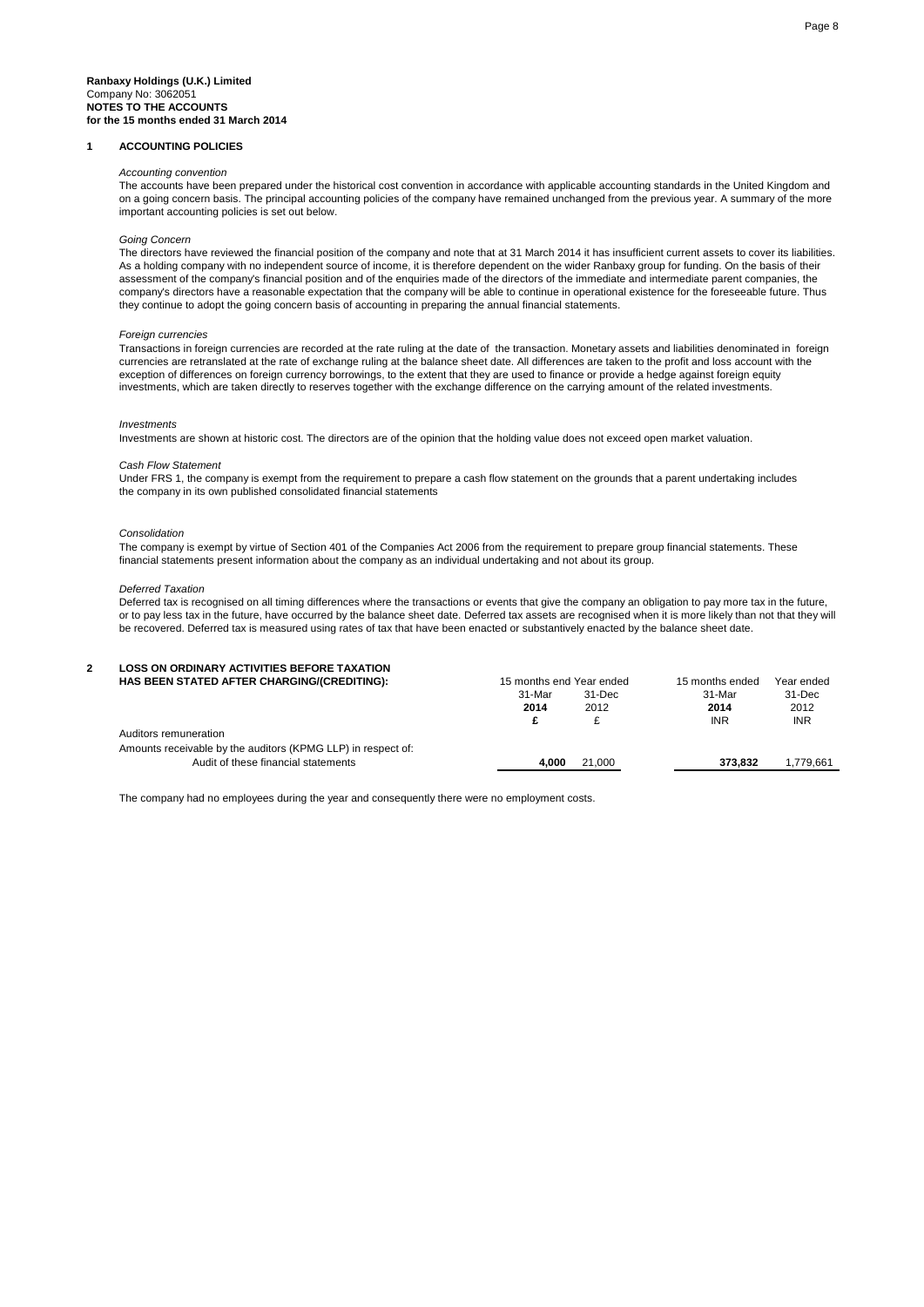**Ranbaxy Holdings (U.K.) Limited**
Company No: 3062051
**NOTES TO THE ACCOUNTS**
**for the 15 months ended 31 March 2014**

## 1 ACCOUNTING POLICIES

*Accounting convention*

The accounts have been prepared under the historical cost convention in accordance with applicable accounting standards in the United Kingdom and on a going concern basis. The principal accounting policies of the company have remained unchanged from the previous year. A summary of the more important accounting policies is set out below.

*Going Concern*

The directors have reviewed the financial position of the company and note that at 31 March 2014 it has insufficient current assets to cover its liabilities. As a holding company with no independent source of income, it is therefore dependent on the wider Ranbaxy group for funding. On the basis of their assessment of the company's financial position and of the enquiries made of the directors of the immediate and intermediate parent companies, the company's directors have a reasonable expectation that the company will be able to continue in operational existence for the foreseeable future. Thus they continue to adopt the going concern basis of accounting in preparing the annual financial statements.

*Foreign currencies*

Transactions in foreign currencies are recorded at the rate ruling at the date of the transaction. Monetary assets and liabilities denominated in foreign currencies are retranslated at the rate of exchange ruling at the balance sheet date. All differences are taken to the profit and loss account with the exception of differences on foreign currency borrowings, to the extent that they are used to finance or provide a hedge against foreign equity investments, which are taken directly to reserves together with the exchange difference on the carrying amount of the related investments.

*Investments*

Investments are shown at historic cost. The directors are of the opinion that the holding value does not exceed open market valuation.

*Cash Flow Statement*

Under FRS 1, the company is exempt from the requirement to prepare a cash flow statement on the grounds that a parent undertaking includes the company in its own published consolidated financial statements

*Consolidation*

The company is exempt by virtue of Section 401 of the Companies Act 2006 from the requirement to prepare group financial statements. These financial statements present information about the company as an individual undertaking and not about its group.

*Deferred Taxation*

Deferred tax is recognised on all timing differences where the transactions or events that give the company an obligation to pay more tax in the future, or to pay less tax in the future, have occurred by the balance sheet date. Deferred tax assets are recognised when it is more likely than not that they will be recovered. Deferred tax is measured using rates of tax that have been enacted or substantively enacted by the balance sheet date.

## 2 LOSS ON ORDINARY ACTIVITIES BEFORE TAXATION HAS BEEN STATED AFTER CHARGING/(CREDITING):

| | 15 months end | Year ended | 15 months ended | Year ended |
|---|---|---|---|---|
| | 31-Mar | 31-Dec | 31-Mar | 31-Dec |
| | **2014** | 2012 | **2014** | 2012 |
| | **£** | £ | INR | INR |
| Auditors remuneration | | | | |
| Amounts receivable by the auditors (KPMG LLP) in respect of: | | | | |
| Audit of these financial statements | **4,000** | 21,000 | **373,832** | 1,779,661 |

The company had no employees during the year and consequently there were no employment costs.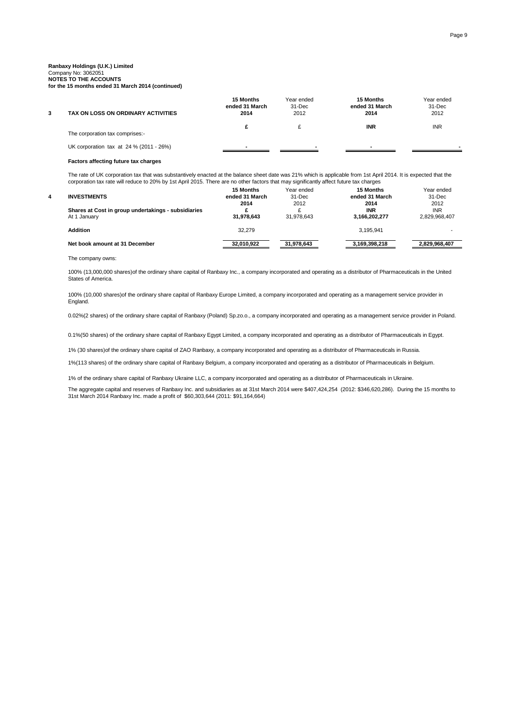**Ranbaxy Holdings (U.K.) Limited**
Company No: 3062051
**NOTES TO THE ACCOUNTS**
**for the 15 months ended 31 March 2014 (continued)**

| 3 | TAX ON LOSS ON ORDINARY ACTIVITIES | 15 Months ended 31 March 2014 | Year ended 31-Dec 2012 | 15 Months ended 31 March 2014 | Year ended 31-Dec 2012 |
|---|---|---|---|---|---|
| | | £ | £ | INR | INR |
| | The corporation tax comprises:- | | | | |
| | UK corporation tax at 24 % (2011 - 26%) | - | - | - | - |

**Factors affecting future tax charges**

The rate of UK corporation tax that was substantively enacted at the balance sheet date was 21% which is applicable from 1st April 2014. It is expected that the corporation tax rate will reduce to 20% by 1st April 2015. There are no other factors that may significantly affect future tax charges

| 4 | INVESTMENTS | 15 Months ended 31 March 2014 | Year ended 31-Dec 2012 | 15 Months ended 31 March 2014 | Year ended 31-Dec 2012 |
|---|---|---|---|---|---|
| | **Shares at Cost in group undertakings - subsidiaries** | £ | £ | INR | INR |
| | At 1 January | 31,978,643 | 31,978,643 | 3,166,202,277 | 2,829,968,407 |
| | **Addition** | 32,279 | | 3,195,941 | - |
| | **Net book amount at 31 December** | 32,010,922 | 31,978,643 | 3,169,398,218 | 2,829,968,407 |

The company owns:

100% (13,000,000 shares)of the ordinary share capital of Ranbaxy Inc., a company incorporated and operating as a distributor of Pharmaceuticals in the United States of America.

100% (10,000 shares)of the ordinary share capital of Ranbaxy Europe Limited, a company incorporated and operating as a management service provider in England.

0.02%(2 shares) of the ordinary share capital of Ranbaxy (Poland) Sp.zo.o., a company incorporated and operating as a management service provider in Poland.

0.1%(50 shares) of the ordinary share capital of Ranbaxy Egypt Limited, a company incorporated and operating as a distributor of Pharmaceuticals in Egypt.

1% (30 shares)of the ordinary share capital of ZAO Ranbaxy, a company incorporated and operating as a distributor of Pharmaceuticals in Russia.

1%(113 shares) of the ordinary share capital of Ranbaxy Belgium, a company incorporated and operating as a distributor of Pharmaceuticals in Belgium.

1% of the ordinary share capital of Ranbaxy Ukraine LLC, a company incorporated and operating as a distributor of Pharmaceuticals in Ukraine.

The aggregate capital and reserves of Ranbaxy Inc. and subsidiaries as at 31st March 2014 were $407,424,254 (2012: $346,620,286). During the 15 months to 31st March 2014 Ranbaxy Inc. made a profit of $60,303,644 (2011: $91,164,664)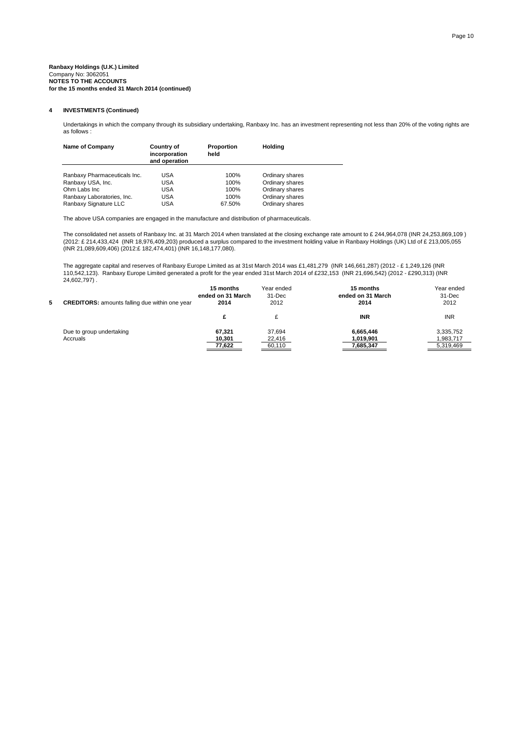**Ranbaxy Holdings (U.K.) Limited**
Company No: 3062051
**NOTES TO THE ACCOUNTS**
**for the 15 months ended 31 March 2014 (continued)**

## 4 INVESTMENTS (Continued)

Undertakings in which the company through its subsidiary undertaking, Ranbaxy Inc. has an investment representing not less than 20% of the voting rights are as follows :

| Name of Company | Country of incorporation and operation | Proportion held | Holding |
|---|---|---|---|
| Ranbaxy Pharmaceuticals Inc. | USA | 100% | Ordinary shares |
| Ranbaxy USA, Inc. | USA | 100% | Ordinary shares |
| Ohm Labs Inc | USA | 100% | Ordinary shares |
| Ranbaxy Laboratories, Inc. | USA | 100% | Ordinary shares |
| Ranbaxy Signature LLC | USA | 67.50% | Ordinary shares |

The above USA companies are engaged in the manufacture and distribution of pharmaceuticals.

The consolidated net assets of Ranbaxy Inc. at 31 March 2014 when translated at the closing exchange rate amount to £ 244,964,078 (INR 24,253,869,109 ) (2012: £ 214,433,424 (INR 18,976,409,203) produced a surplus compared to the investment holding value in Ranbaxy Holdings (UK) Ltd of £ 213,005,055 (INR 21,089,609,406) (2012:£ 182,474,401) (INR 16,148,177,080).

The aggregate capital and reserves of Ranbaxy Europe Limited as at 31st March 2014 was £1,481,279 (INR 146,661,287) (2012 - £ 1,249,126 (INR 110,542,123). Ranbaxy Europe Limited generated a profit for the year ended 31st March 2014 of £232,153 (INR 21,696,542) (2012 - £290,313) (INR 24,602,797) .

## 5 CREDITORS: amounts falling due within one year

| | 15 months ended on 31 March 2014 | Year ended 31-Dec 2012 | 15 months ended on 31 March 2014 | Year ended 31-Dec 2012 |
|---|---|---|---|---|
| | **£** | £ | **INR** | INR |
| Due to group undertaking | **67,321** | 37,694 | **6,665,446** | 3,335,752 |
| Accruals | **10,301** | 22,416 | **1,019,901** | 1,983,717 |
| | **77,622** | 60,110 | **7,685,347** | 5,319,469 |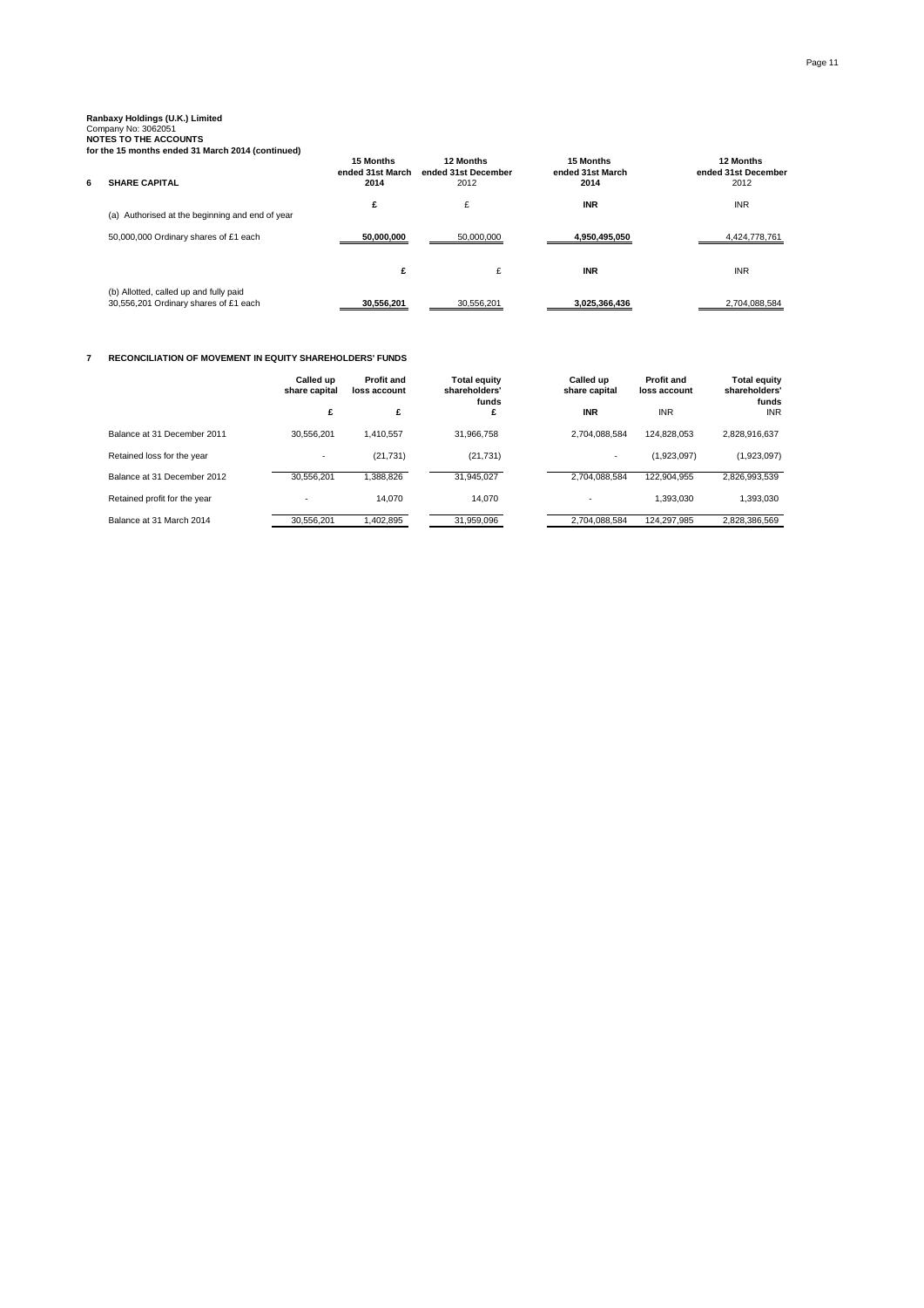**Ranbaxy Holdings (U.K.) Limited**
Company No: 3062051
**NOTES TO THE ACCOUNTS**
**for the 15 months ended 31 March 2014 (continued)**

## 6 SHARE CAPITAL

| | 15 Months ended 31st March 2014 | 12 Months ended 31st December 2012 | 15 Months ended 31st March 2014 | 12 Months ended 31st December 2012 |
|---|---|---|---|---|
| | **£** | £ | **INR** | INR |
| (a) Authorised at the beginning and end of year | | | | |
| 50,000,000 Ordinary shares of £1 each | **50,000,000** | 50,000,000 | **4,950,495,050** | 4,424,778,761 |
| | **£** | £ | **INR** | INR |
| (b) Allotted, called up and fully paid<br>30,556,201 Ordinary shares of £1 each | **30,556,201** | 30,556,201 | **3,025,366,436** | 2,704,088,584 |

## 7 RECONCILIATION OF MOVEMENT IN EQUITY SHAREHOLDERS' FUNDS

| | Called up share capital | Profit and loss account | Total equity shareholders' funds | Called up share capital | Profit and loss account | Total equity shareholders' funds |
|---|---|---|---|---|---|---|
| | £ | £ | £ | INR | INR | INR |
| Balance at 31 December 2011 | 30,556,201 | 1,410,557 | 31,966,758 | 2,704,088,584 | 124,828,053 | 2,828,916,637 |
| Retained loss for the year | - | (21,731) | (21,731) | - | (1,923,097) | (1,923,097) |
| Balance at 31 December 2012 | 30,556,201 | 1,388,826 | 31,945,027 | 2,704,088,584 | 122,904,955 | 2,826,993,539 |
| Retained profit for the year | - | 14,070 | 14,070 | - | 1,393,030 | 1,393,030 |
| Balance at 31 March 2014 | 30,556,201 | 1,402,895 | 31,959,096 | 2,704,088,584 | 124,297,985 | 2,828,386,569 |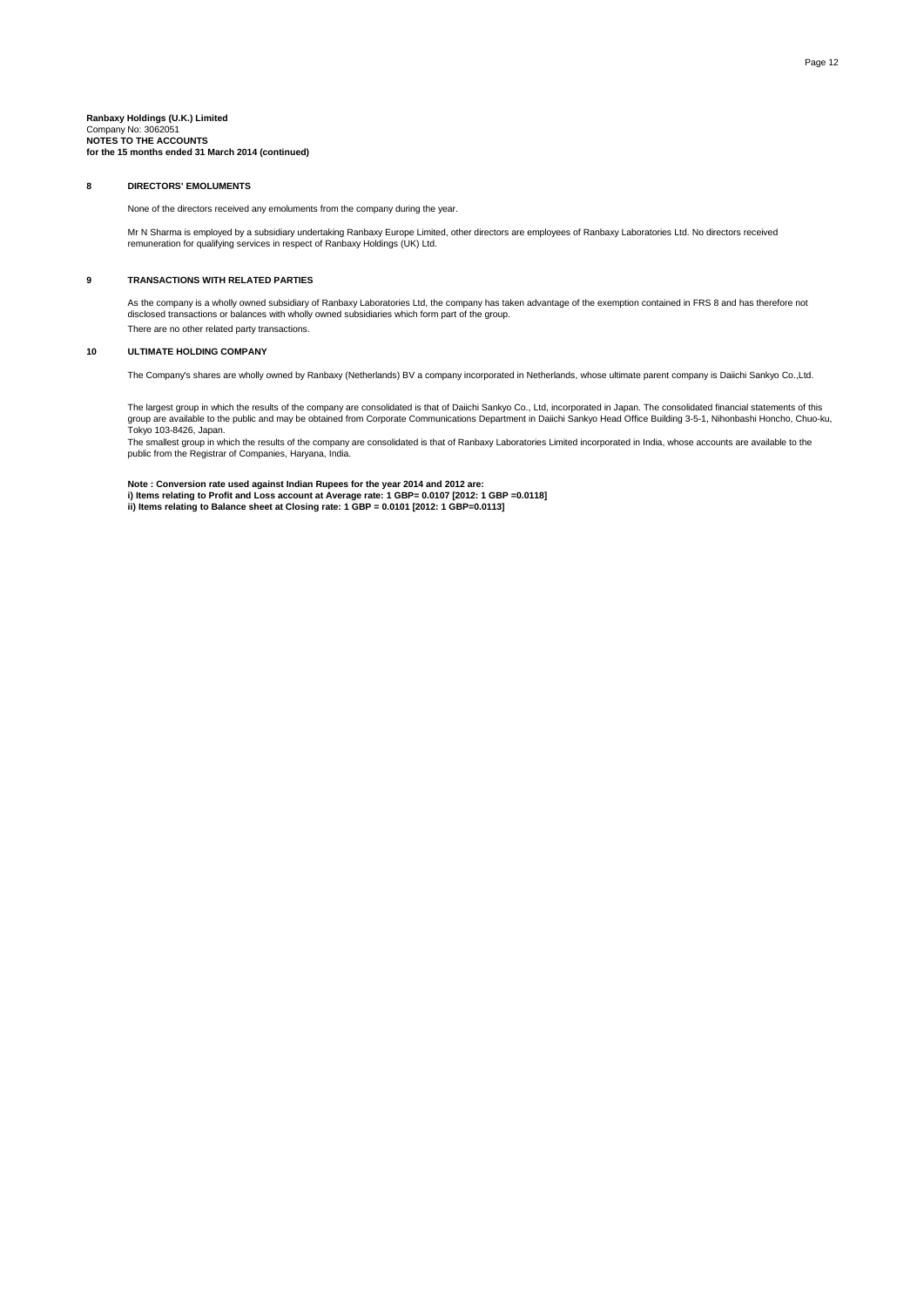**Ranbaxy Holdings (U.K.) Limited**
Company No: 3062051
**NOTES TO THE ACCOUNTS**
**for the 15 months ended 31 March 2014 (continued)**

## 8 DIRECTORS' EMOLUMENTS

None of the directors received any emoluments from the company during the year.

Mr N Sharma is employed by a subsidiary undertaking Ranbaxy Europe Limited, other directors are employees of Ranbaxy Laboratories Ltd. No directors received remuneration for qualifying services in respect of Ranbaxy Holdings (UK) Ltd.

## 9 TRANSACTIONS WITH RELATED PARTIES

As the company is a wholly owned subsidiary of Ranbaxy Laboratories Ltd, the company has taken advantage of the exemption contained in FRS 8 and has therefore not disclosed transactions or balances with wholly owned subsidiaries which form part of the group.

There are no other related party transactions.

## 10 ULTIMATE HOLDING COMPANY

The Company's shares are wholly owned by Ranbaxy (Netherlands) BV a company incorporated in Netherlands, whose ultimate parent company is Daiichi Sankyo Co.,Ltd.

The largest group in which the results of the company are consolidated is that of Daiichi Sankyo Co., Ltd, incorporated in Japan. The consolidated financial statements of this group are available to the public and may be obtained from Corporate Communications Department in Daiichi Sankyo Head Office Building 3-5-1, Nihonbashi Honcho, Chuo-ku, Tokyo 103-8426, Japan.

The smallest group in which the results of the company are consolidated is that of Ranbaxy Laboratories Limited incorporated in India, whose accounts are available to the public from the Registrar of Companies, Haryana, India.

**Note : Conversion rate used against Indian Rupees for the year 2014 and 2012 are:**
**i) Items relating to Profit and Loss account at Average rate: 1 GBP= 0.0107 [2012: 1 GBP =0.0118]**
**ii) Items relating to Balance sheet at Closing rate: 1 GBP = 0.0101 [2012: 1 GBP=0.0113]**